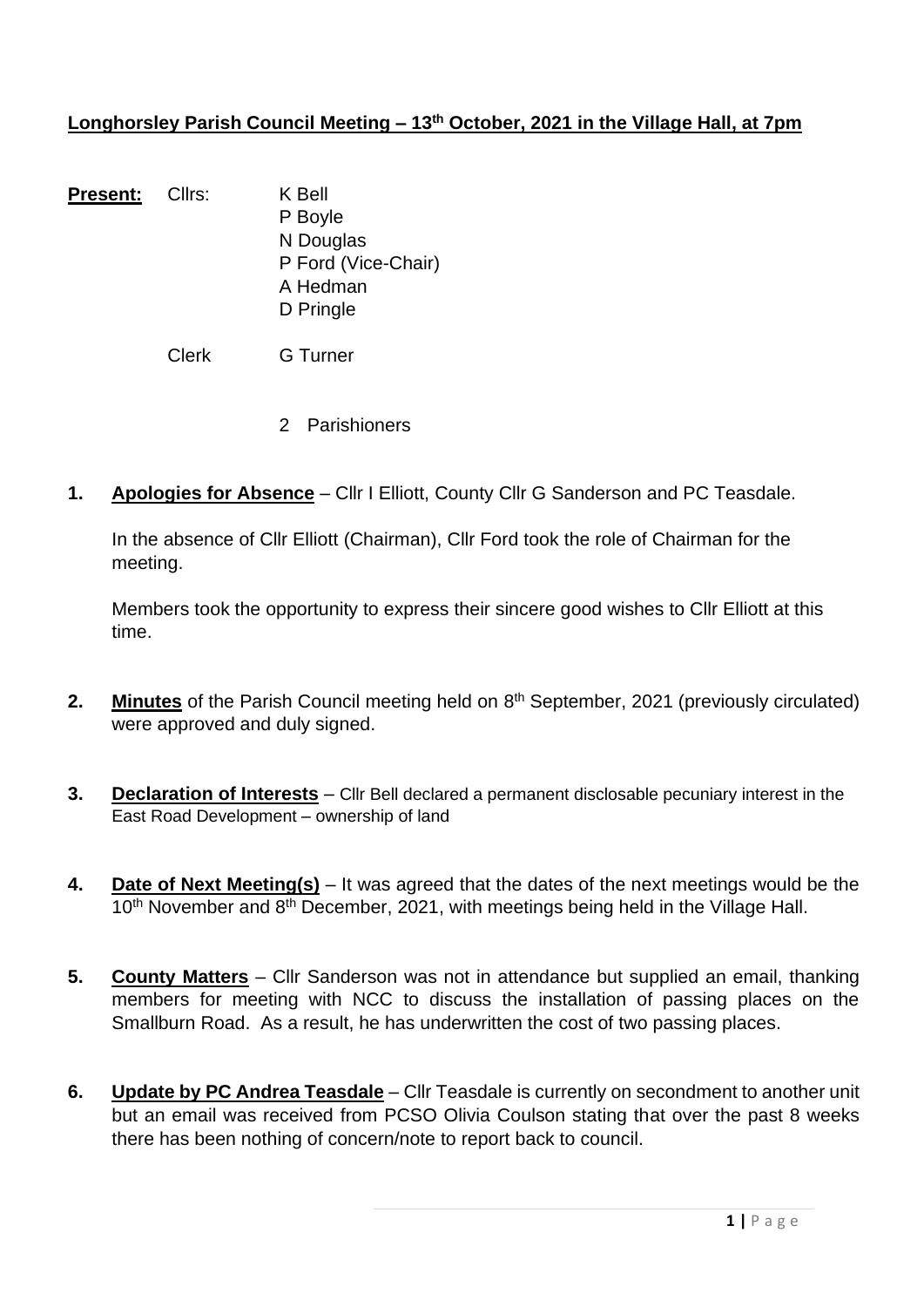# **Longhorsley Parish Council Meeting – 13th October, 2021 in the Village Hall, at 7pm**

**Present:** Cllrs: K Bell
P Boyle
N Douglas
P Ford (Vice-Chair)
A Hedman
D Pringle

Clerk G Turner

2 Parishioners

**1. Apologies for Absence** – Cllr I Elliott, County Cllr G Sanderson and PC Teasdale.

In the absence of Cllr Elliott (Chairman), Cllr Ford took the role of Chairman for the meeting.

Members took the opportunity to express their sincere good wishes to Cllr Elliott at this time.

**2. Minutes** of the Parish Council meeting held on 8th September, 2021 (previously circulated) were approved and duly signed.

**3. Declaration of Interests** – Cllr Bell declared a permanent disclosable pecuniary interest in the East Road Development – ownership of land

**4. Date of Next Meeting(s)** – It was agreed that the dates of the next meetings would be the 10th November and 8th December, 2021, with meetings being held in the Village Hall.

**5. County Matters** – Cllr Sanderson was not in attendance but supplied an email, thanking members for meeting with NCC to discuss the installation of passing places on the Smallburn Road. As a result, he has underwritten the cost of two passing places.

**6. Update by PC Andrea Teasdale** – Cllr Teasdale is currently on secondment to another unit but an email was received from PCSO Olivia Coulson stating that over the past 8 weeks there has been nothing of concern/note to report back to council.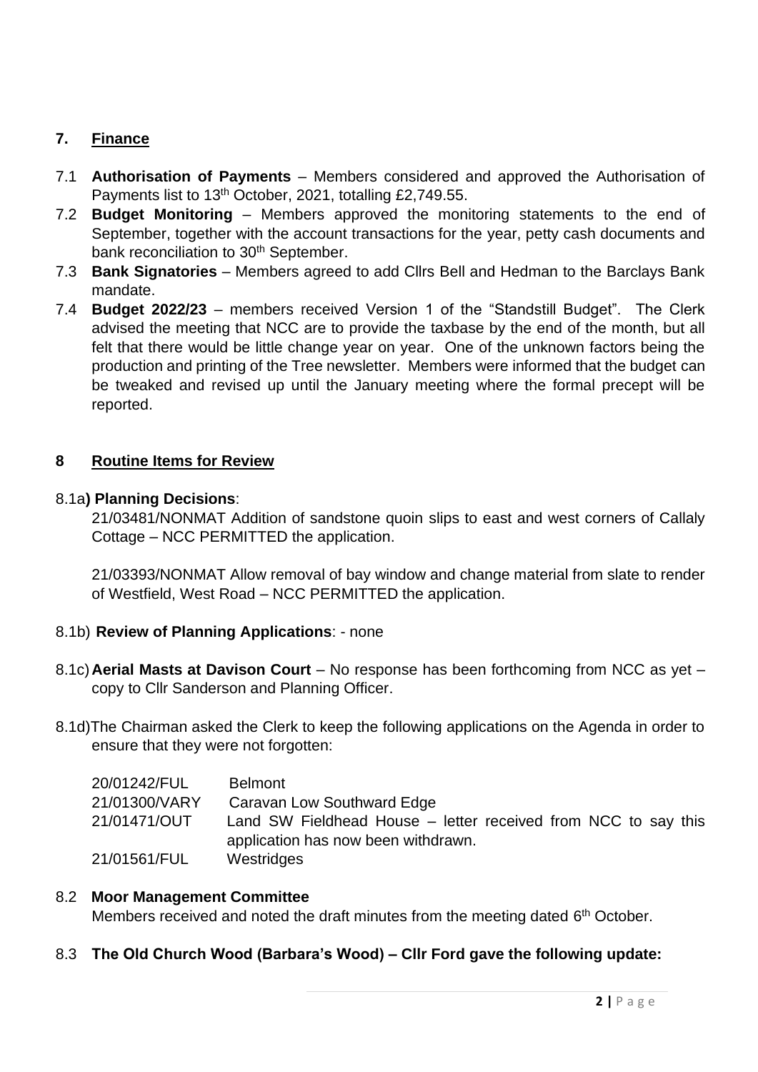## 7. Finance

7.1 **Authorisation of Payments** – Members considered and approved the Authorisation of Payments list to 13th October, 2021, totalling £2,749.55.

7.2 **Budget Monitoring** – Members approved the monitoring statements to the end of September, together with the account transactions for the year, petty cash documents and bank reconciliation to 30th September.

7.3 **Bank Signatories** – Members agreed to add Cllrs Bell and Hedman to the Barclays Bank mandate.

7.4 **Budget 2022/23** – members received Version 1 of the "Standstill Budget". The Clerk advised the meeting that NCC are to provide the taxbase by the end of the month, but all felt that there would be little change year on year. One of the unknown factors being the production and printing of the Tree newsletter. Members were informed that the budget can be tweaked and revised up until the January meeting where the formal precept will be reported.

## 8 Routine Items for Review

8.1a**) Planning Decisions**:

21/03481/NONMAT Addition of sandstone quoin slips to east and west corners of Callaly Cottage – NCC PERMITTED the application.

21/03393/NONMAT Allow removal of bay window and change material from slate to render of Westfield, West Road – NCC PERMITTED the application.

8.1b) **Review of Planning Applications**: - none

8.1c) **Aerial Masts at Davison Court** – No response has been forthcoming from NCC as yet – copy to Cllr Sanderson and Planning Officer.

8.1d) The Chairman asked the Clerk to keep the following applications on the Agenda in order to ensure that they were not forgotten:

| | |
|---|---|
| 20/01242/FUL | Belmont |
| 21/01300/VARY | Caravan Low Southward Edge |
| 21/01471/OUT | Land SW Fieldhead House – letter received from NCC to say this application has now been withdrawn. |
| 21/01561/FUL | Westridges |

8.2 **Moor Management Committee**

Members received and noted the draft minutes from the meeting dated 6th October.

8.3 **The Old Church Wood (Barbara's Wood) – Cllr Ford gave the following update:**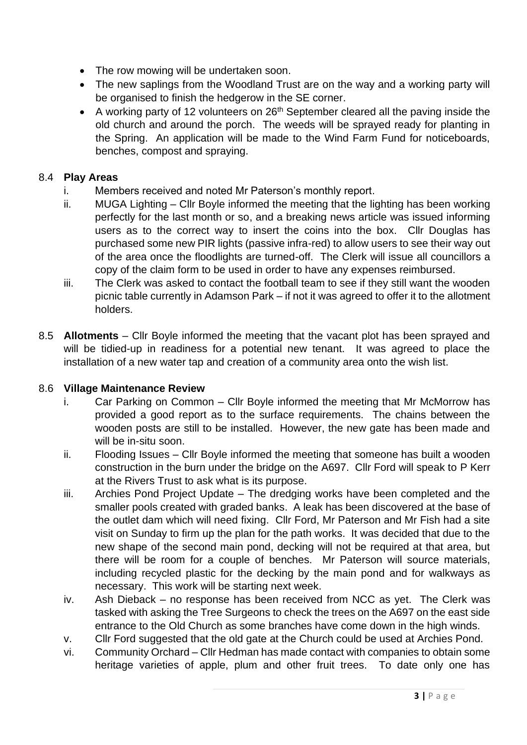- The row mowing will be undertaken soon.
- The new saplings from the Woodland Trust are on the way and a working party will be organised to finish the hedgerow in the SE corner.
- A working party of 12 volunteers on 26th September cleared all the paving inside the old church and around the porch. The weeds will be sprayed ready for planting in the Spring. An application will be made to the Wind Farm Fund for noticeboards, benches, compost and spraying.

8.4 **Play Areas**

i. Members received and noted Mr Paterson's monthly report.

ii. MUGA Lighting – Cllr Boyle informed the meeting that the lighting has been working perfectly for the last month or so, and a breaking news article was issued informing users as to the correct way to insert the coins into the box. Cllr Douglas has purchased some new PIR lights (passive infra-red) to allow users to see their way out of the area once the floodlights are turned-off. The Clerk will issue all councillors a copy of the claim form to be used in order to have any expenses reimbursed.

iii. The Clerk was asked to contact the football team to see if they still want the wooden picnic table currently in Adamson Park – if not it was agreed to offer it to the allotment holders.

8.5 **Allotments** – Cllr Boyle informed the meeting that the vacant plot has been sprayed and will be tidied-up in readiness for a potential new tenant. It was agreed to place the installation of a new water tap and creation of a community area onto the wish list.

8.6 **Village Maintenance Review**

i. Car Parking on Common – Cllr Boyle informed the meeting that Mr McMorrow has provided a good report as to the surface requirements. The chains between the wooden posts are still to be installed. However, the new gate has been made and will be in-situ soon.

ii. Flooding Issues – Cllr Boyle informed the meeting that someone has built a wooden construction in the burn under the bridge on the A697. Cllr Ford will speak to P Kerr at the Rivers Trust to ask what is its purpose.

iii. Archies Pond Project Update – The dredging works have been completed and the smaller pools created with graded banks. A leak has been discovered at the base of the outlet dam which will need fixing. Cllr Ford, Mr Paterson and Mr Fish had a site visit on Sunday to firm up the plan for the path works. It was decided that due to the new shape of the second main pond, decking will not be required at that area, but there will be room for a couple of benches. Mr Paterson will source materials, including recycled plastic for the decking by the main pond and for walkways as necessary. This work will be starting next week.

iv. Ash Dieback – no response has been received from NCC as yet. The Clerk was tasked with asking the Tree Surgeons to check the trees on the A697 on the east side entrance to the Old Church as some branches have come down in the high winds.

v. Cllr Ford suggested that the old gate at the Church could be used at Archies Pond.

vi. Community Orchard – Cllr Hedman has made contact with companies to obtain some heritage varieties of apple, plum and other fruit trees. To date only one has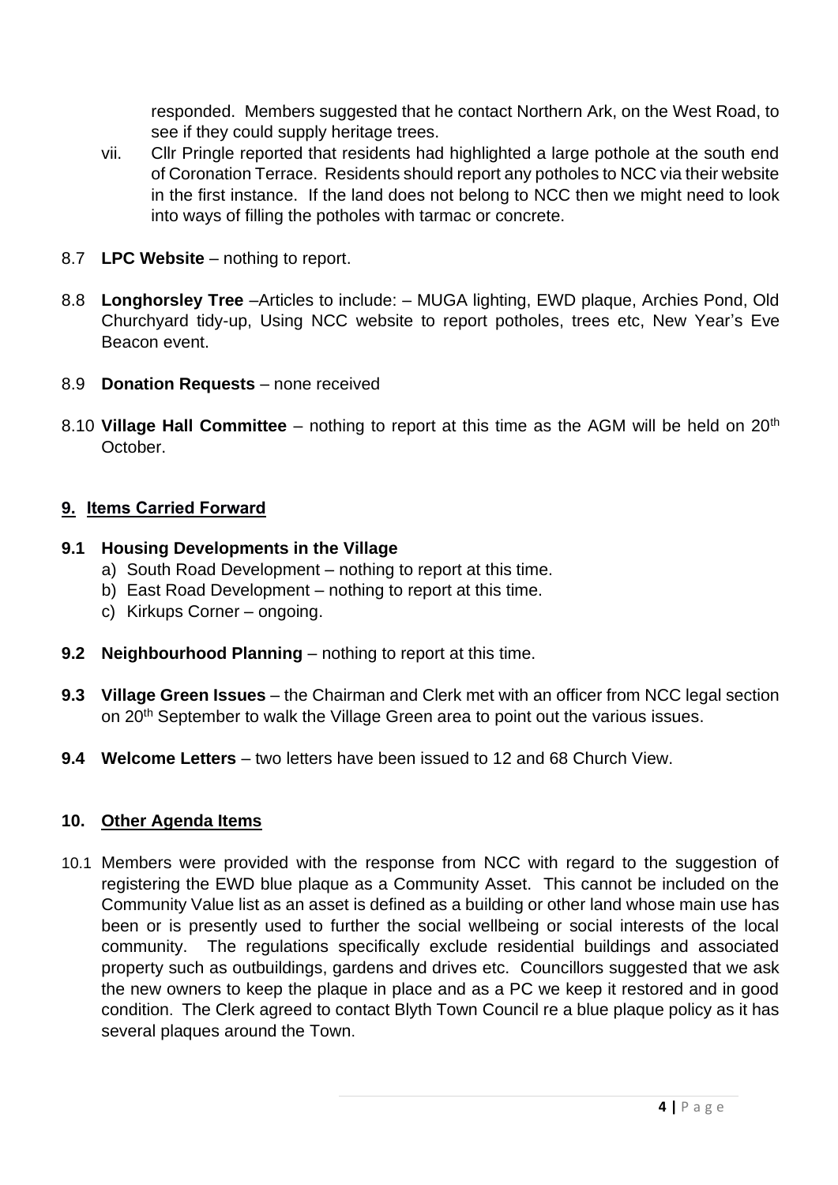responded. Members suggested that he contact Northern Ark, on the West Road, to see if they could supply heritage trees.

vii. Cllr Pringle reported that residents had highlighted a large pothole at the south end of Coronation Terrace. Residents should report any potholes to NCC via their website in the first instance. If the land does not belong to NCC then we might need to look into ways of filling the potholes with tarmac or concrete.

8.7 **LPC Website** – nothing to report.

8.8 **Longhorsley Tree** –Articles to include: – MUGA lighting, EWD plaque, Archies Pond, Old Churchyard tidy-up, Using NCC website to report potholes, trees etc, New Year's Eve Beacon event.

8.9 **Donation Requests** – none received

8.10 **Village Hall Committee** – nothing to report at this time as the AGM will be held on 20th October.

## 9. Items Carried Forward

**9.1 Housing Developments in the Village**

a) South Road Development – nothing to report at this time.
b) East Road Development – nothing to report at this time.
c) Kirkups Corner – ongoing.

**9.2 Neighbourhood Planning** – nothing to report at this time.

**9.3 Village Green Issues** – the Chairman and Clerk met with an officer from NCC legal section on 20th September to walk the Village Green area to point out the various issues.

**9.4 Welcome Letters** – two letters have been issued to 12 and 68 Church View.

## 10. Other Agenda Items

10.1 Members were provided with the response from NCC with regard to the suggestion of registering the EWD blue plaque as a Community Asset. This cannot be included on the Community Value list as an asset is defined as a building or other land whose main use has been or is presently used to further the social wellbeing or social interests of the local community. The regulations specifically exclude residential buildings and associated property such as outbuildings, gardens and drives etc. Councillors suggested that we ask the new owners to keep the plaque in place and as a PC we keep it restored and in good condition. The Clerk agreed to contact Blyth Town Council re a blue plaque policy as it has several plaques around the Town.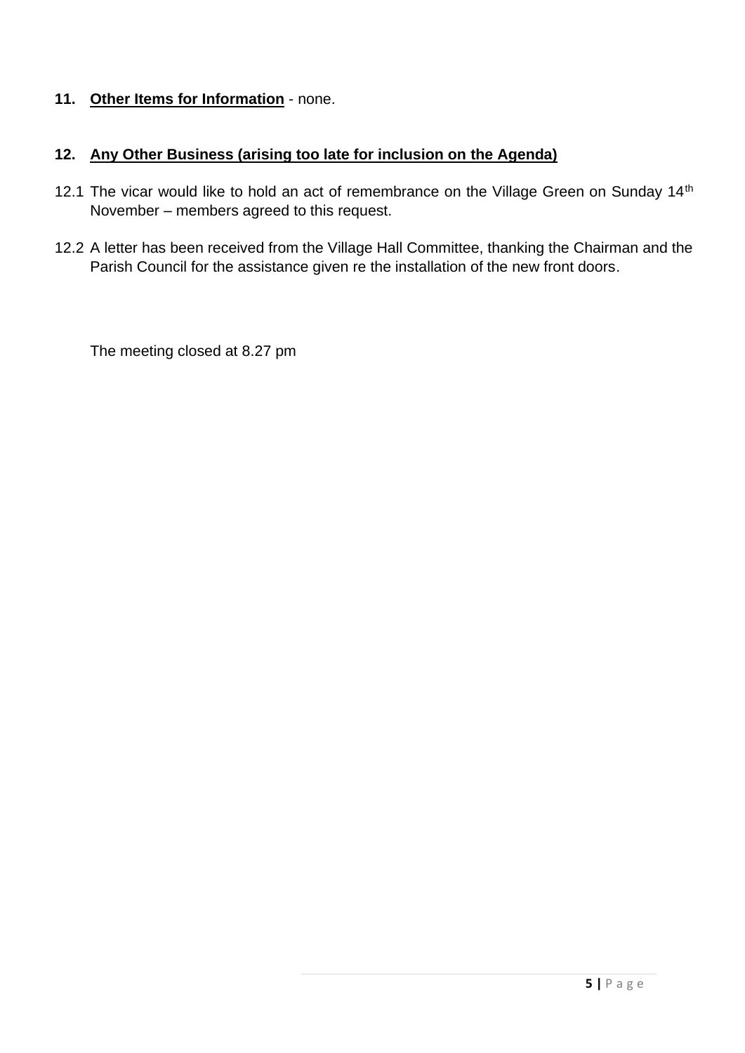**11. <u>Other Items for Information</u>** - none.

**12. <u>Any Other Business (arising too late for inclusion on the Agenda)</u>**

12.1 The vicar would like to hold an act of remembrance on the Village Green on Sunday 14th November – members agreed to this request.

12.2 A letter has been received from the Village Hall Committee, thanking the Chairman and the Parish Council for the assistance given re the installation of the new front doors.

The meeting closed at 8.27 pm